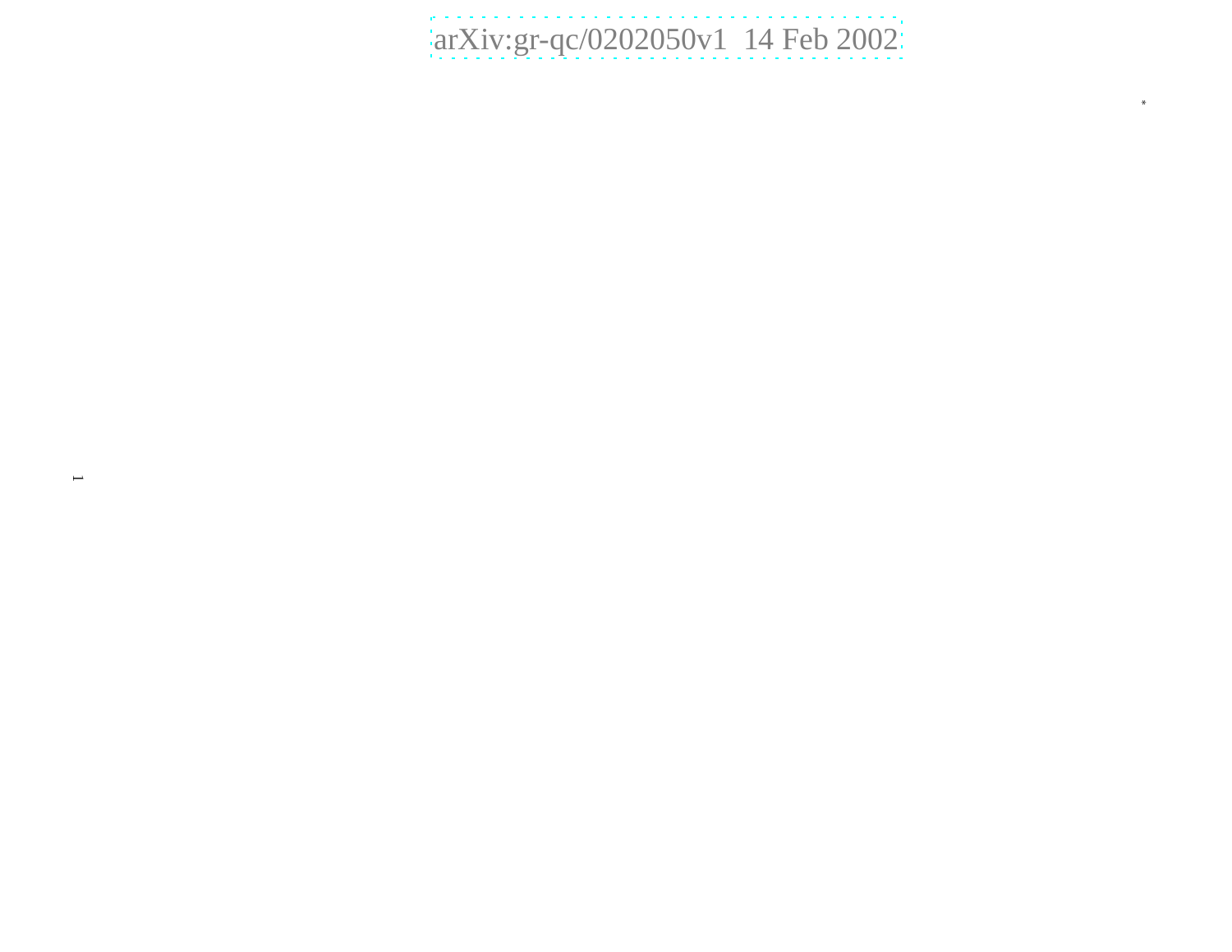arXiv:gr-qc/0202050v1 14 Feb 2002

*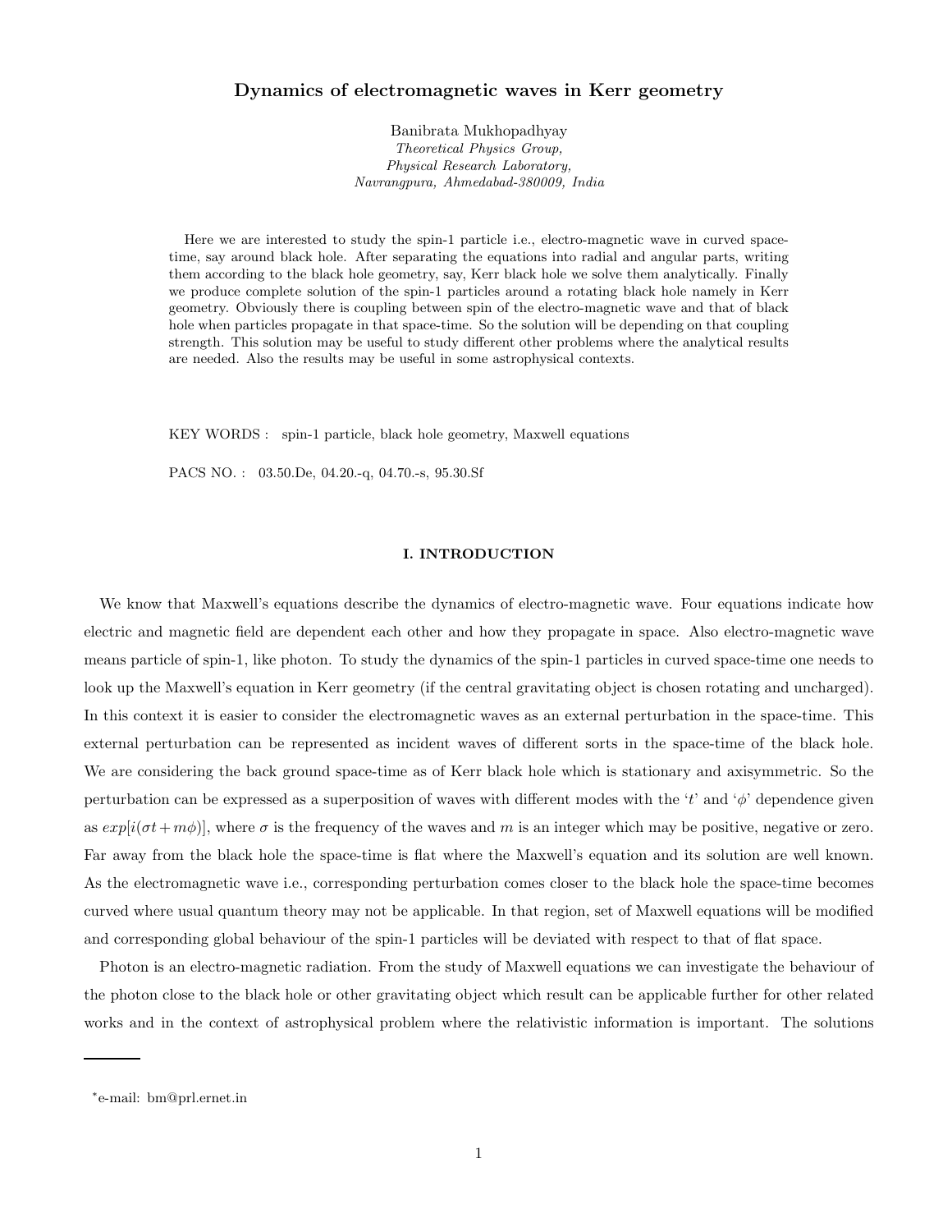# Dynamics of electromagnetic waves in Kerr geometry

Banibrata Mukhopadhyay
*Theoretical Physics Group,*
*Physical Research Laboratory,*
*Navrangpura, Ahmedabad-380009, India*

Here we are interested to study the spin-1 particle i.e., electro-magnetic wave in curved space-time, say around black hole. After separating the equations into radial and angular parts, writing them according to the black hole geometry, say, Kerr black hole we solve them analytically. Finally we produce complete solution of the spin-1 particles around a rotating black hole namely in Kerr geometry. Obviously there is coupling between spin of the electro-magnetic wave and that of black hole when particles propagate in that space-time. So the solution will be depending on that coupling strength. This solution may be useful to study different other problems where the analytical results are needed. Also the results may be useful in some astrophysical contexts.

KEY WORDS : spin-1 particle, black hole geometry, Maxwell equations

PACS NO. : 03.50.De, 04.20.-q, 04.70.-s, 95.30.Sf

## I. INTRODUCTION

We know that Maxwell's equations describe the dynamics of electro-magnetic wave. Four equations indicate how electric and magnetic field are dependent each other and how they propagate in space. Also electro-magnetic wave means particle of spin-1, like photon. To study the dynamics of the spin-1 particles in curved space-time one needs to look up the Maxwell's equation in Kerr geometry (if the central gravitating object is chosen rotating and uncharged). In this context it is easier to consider the electromagnetic waves as an external perturbation in the space-time. This external perturbation can be represented as incident waves of different sorts in the space-time of the black hole. We are considering the back ground space-time as of Kerr black hole which is stationary and axisymmetric. So the perturbation can be expressed as a superposition of waves with different modes with the '$t$' and '$\phi$' dependence given as $exp[i(\sigma t + m\phi)]$, where $\sigma$ is the frequency of the waves and $m$ is an integer which may be positive, negative or zero. Far away from the black hole the space-time is flat where the Maxwell's equation and its solution are well known. As the electromagnetic wave i.e., corresponding perturbation comes closer to the black hole the space-time becomes curved where usual quantum theory may not be applicable. In that region, set of Maxwell equations will be modified and corresponding global behaviour of the spin-1 particles will be deviated with respect to that of flat space.

Photon is an electro-magnetic radiation. From the study of Maxwell equations we can investigate the behaviour of the photon close to the black hole or other gravitating object which result can be applicable further for other related works and in the context of astrophysical problem where the relativistic information is important. The solutions

*e-mail: bm@prl.ernet.in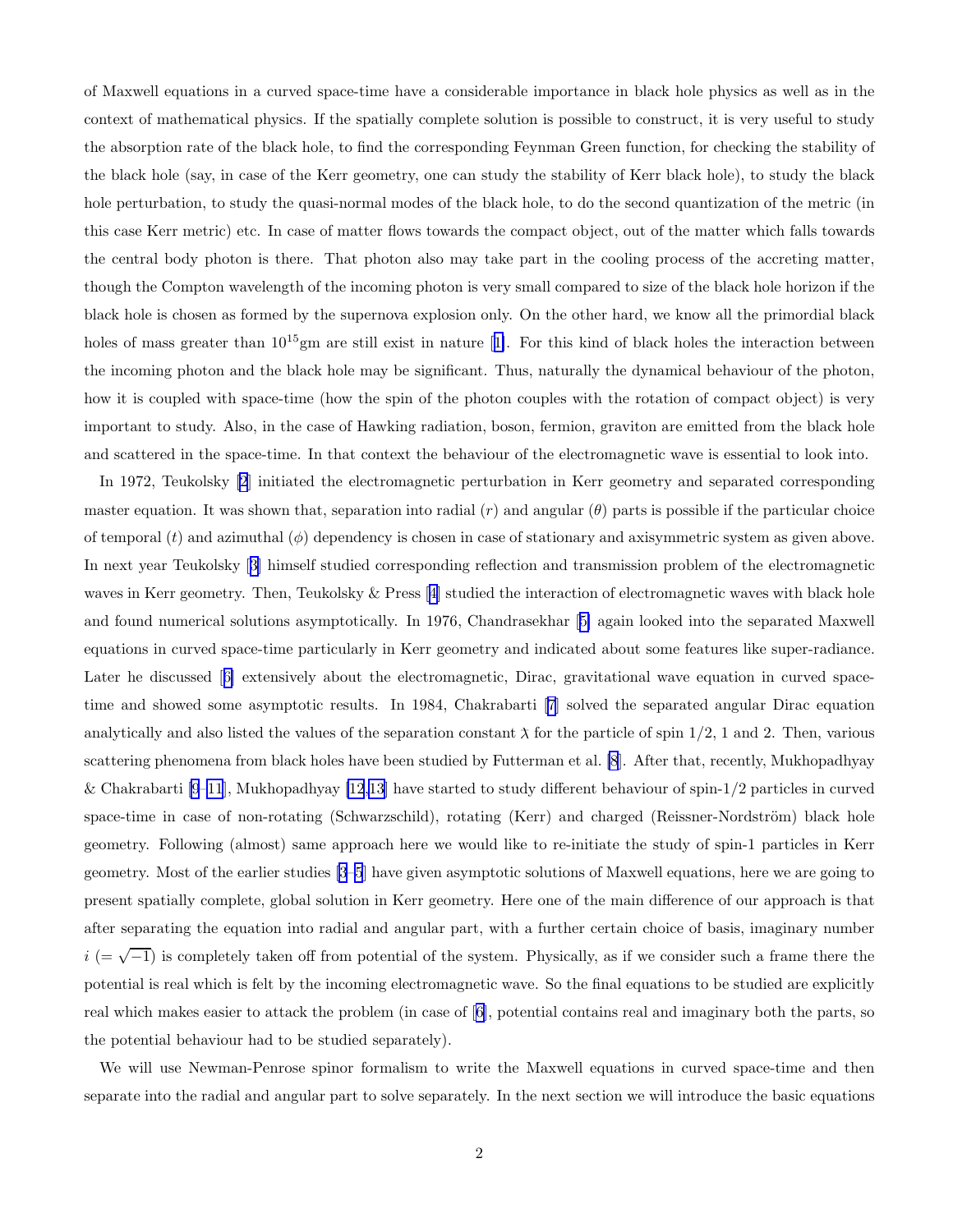of Maxwell equations in a curved space-time have a considerable importance in black hole physics as well as in the context of mathematical physics. If the spatially complete solution is possible to construct, it is very useful to study the absorption rate of the black hole, to find the corresponding Feynman Green function, for checking the stability of the black hole (say, in case of the Kerr geometry, one can study the stability of Kerr black hole), to study the black hole perturbation, to study the quasi-normal modes of the black hole, to do the second quantization of the metric (in this case Kerr metric) etc. In case of matter flows towards the compact object, out of the matter which falls towards the central body photon is there. That photon also may take part in the cooling process of the accreting matter, though the Compton wavelength of the incoming photon is very small compared to size of the black hole horizon if the black hole is chosen as formed by the supernova explosion only. On the other hard, we know all the primordial black holes of mass greater than $10^{15}$gm are still exist in nature [1]. For this kind of black holes the interaction between the incoming photon and the black hole may be significant. Thus, naturally the dynamical behaviour of the photon, how it is coupled with space-time (how the spin of the photon couples with the rotation of compact object) is very important to study. Also, in the case of Hawking radiation, boson, fermion, graviton are emitted from the black hole and scattered in the space-time. In that context the behaviour of the electromagnetic wave is essential to look into.

In 1972, Teukolsky [2] initiated the electromagnetic perturbation in Kerr geometry and separated corresponding master equation. It was shown that, separation into radial ($r$) and angular ($\theta$) parts is possible if the particular choice of temporal ($t$) and azimuthal ($\phi$) dependency is chosen in case of stationary and axisymmetric system as given above. In next year Teukolsky [3] himself studied corresponding reflection and transmission problem of the electromagnetic waves in Kerr geometry. Then, Teukolsky & Press [4] studied the interaction of electromagnetic waves with black hole and found numerical solutions asymptotically. In 1976, Chandrasekhar [5] again looked into the separated Maxwell equations in curved space-time particularly in Kerr geometry and indicated about some features like super-radiance. Later he discussed [6] extensively about the electromagnetic, Dirac, gravitational wave equation in curved space-time and showed some asymptotic results. In 1984, Chakrabarti [7] solved the separated angular Dirac equation analytically and also listed the values of the separation constant $\lambda$ for the particle of spin 1/2, 1 and 2. Then, various scattering phenomena from black holes have been studied by Futterman et al. [8]. After that, recently, Mukhopadhyay & Chakrabarti [9–11], Mukhopadhyay [12,13] have started to study different behaviour of spin-1/2 particles in curved space-time in case of non-rotating (Schwarzschild), rotating (Kerr) and charged (Reissner-Nordström) black hole geometry. Following (almost) same approach here we would like to re-initiate the study of spin-1 particles in Kerr geometry. Most of the earlier studies [3–5] have given asymptotic solutions of Maxwell equations, here we are going to present spatially complete, global solution in Kerr geometry. Here one of the main difference of our approach is that after separating the equation into radial and angular part, with a further certain choice of basis, imaginary number $i$ $(= \sqrt{-1})$ is completely taken off from potential of the system. Physically, as if we consider such a frame there the potential is real which is felt by the incoming electromagnetic wave. So the final equations to be studied are explicitly real which makes easier to attack the problem (in case of [6], potential contains real and imaginary both the parts, so the potential behaviour had to be studied separately).

We will use Newman-Penrose spinor formalism to write the Maxwell equations in curved space-time and then separate into the radial and angular part to solve separately. In the next section we will introduce the basic equations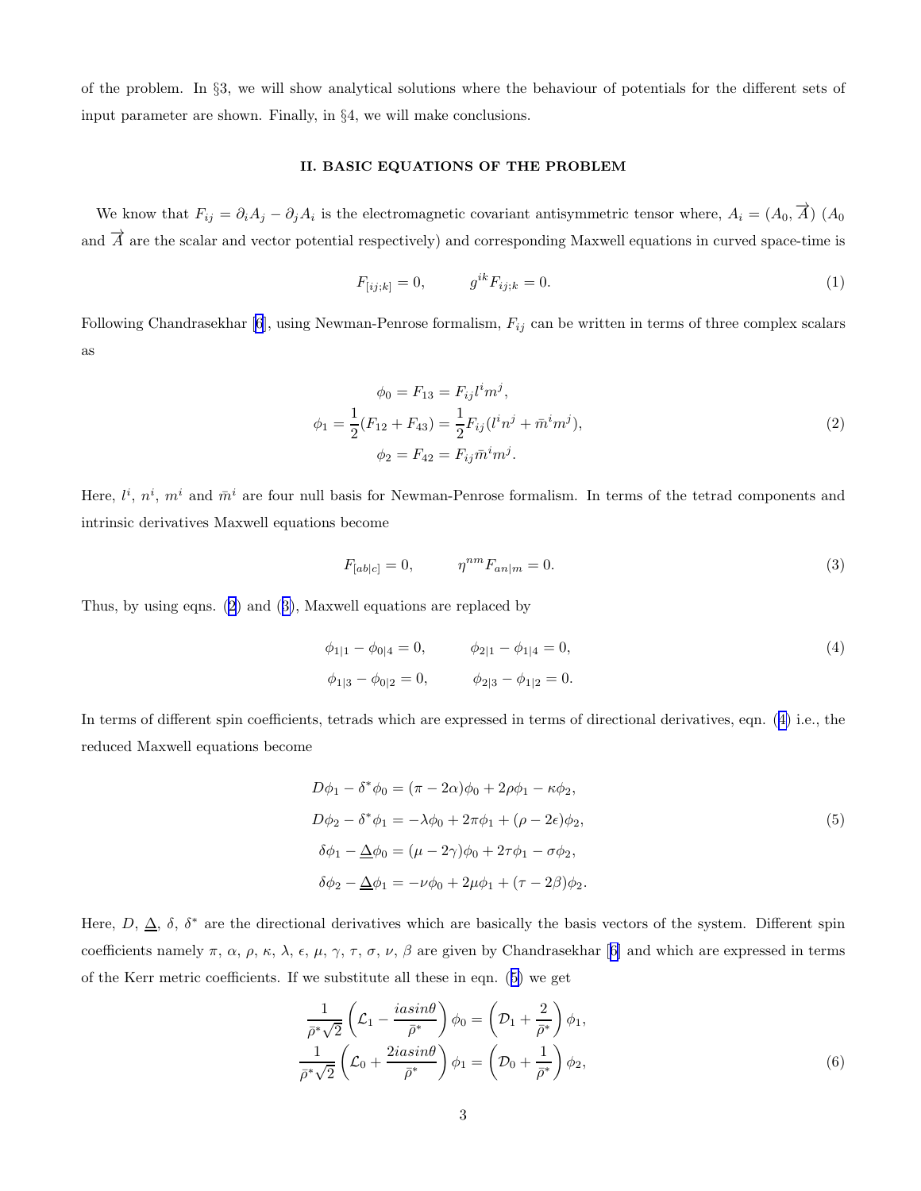of the problem. In §3, we will show analytical solutions where the behaviour of potentials for the different sets of input parameter are shown. Finally, in §4, we will make conclusions.

## II. BASIC EQUATIONS OF THE PROBLEM

We know that $F_{ij} = \partial_i A_j - \partial_j A_i$ is the electromagnetic covariant antisymmetric tensor where, $A_i = (A_0, \overrightarrow{A})$ ($A_0$ and $\overrightarrow{A}$ are the scalar and vector potential respectively) and corresponding Maxwell equations in curved space-time is

$$F_{[ij;k]} = 0, \qquad g^{ik} F_{ij;k} = 0. \tag{1}$$

Following Chandrasekhar [6], using Newman-Penrose formalism, $F_{ij}$ can be written in terms of three complex scalars as

$$\begin{aligned}
\phi_0 &= F_{13} = F_{ij} l^i m^j, \\
\phi_1 &= \frac{1}{2}(F_{12} + F_{43}) = \frac{1}{2} F_{ij}(l^i n^j + \bar{m}^i m^j), \\
\phi_2 &= F_{42} = F_{ij} \bar{m}^i m^j.
\end{aligned} \tag{2}$$

Here, $l^i$, $n^i$, $m^i$ and $\bar{m}^i$ are four null basis for Newman-Penrose formalism. In terms of the tetrad components and intrinsic derivatives Maxwell equations become

$$F_{[ab|c]} = 0, \qquad \eta^{nm} F_{an|m} = 0. \tag{3}$$

Thus, by using eqns. (2) and (3), Maxwell equations are replaced by

$$\begin{aligned}
&\phi_{1|1} - \phi_{0|4} = 0, \qquad \phi_{2|1} - \phi_{1|4} = 0, \\
&\phi_{1|3} - \phi_{0|2} = 0, \qquad \phi_{2|3} - \phi_{1|2} = 0.
\end{aligned} \tag{4}$$

In terms of different spin coefficients, tetrads which are expressed in terms of directional derivatives, eqn. (4) i.e., the reduced Maxwell equations become

$$\begin{aligned}
D\phi_1 - \delta^* \phi_0 &= (\pi - 2\alpha)\phi_0 + 2\rho\phi_1 - \kappa\phi_2, \\
D\phi_2 - \delta^* \phi_1 &= -\lambda\phi_0 + 2\pi\phi_1 + (\rho - 2\epsilon)\phi_2, \\
\delta\phi_1 - \underline{\Delta}\phi_0 &= (\mu - 2\gamma)\phi_0 + 2\tau\phi_1 - \sigma\phi_2, \\
\delta\phi_2 - \underline{\Delta}\phi_1 &= -\nu\phi_0 + 2\mu\phi_1 + (\tau - 2\beta)\phi_2.
\end{aligned} \tag{5}$$

Here, $D$, $\underline{\Delta}$, $\delta$, $\delta^*$ are the directional derivatives which are basically the basis vectors of the system. Different spin coefficients namely $\pi$, $\alpha$, $\rho$, $\kappa$, $\lambda$, $\epsilon$, $\mu$, $\gamma$, $\tau$, $\sigma$, $\nu$, $\beta$ are given by Chandrasekhar [6] and which are expressed in terms of the Kerr metric coefficients. If we substitute all these in eqn. (5) we get

$$\begin{aligned}
\frac{1}{\bar{\rho}^* \sqrt{2}} \left( \mathcal{L}_1 - \frac{ia sin\theta}{\bar{\rho}^*} \right) \phi_0 &= \left( \mathcal{D}_1 + \frac{2}{\bar{\rho}^*} \right) \phi_1, \\
\frac{1}{\bar{\rho}^* \sqrt{2}} \left( \mathcal{L}_0 + \frac{2ia sin\theta}{\bar{\rho}^*} \right) \phi_1 &= \left( \mathcal{D}_0 + \frac{1}{\bar{\rho}^*} \right) \phi_2,
\end{aligned} \tag{6}$$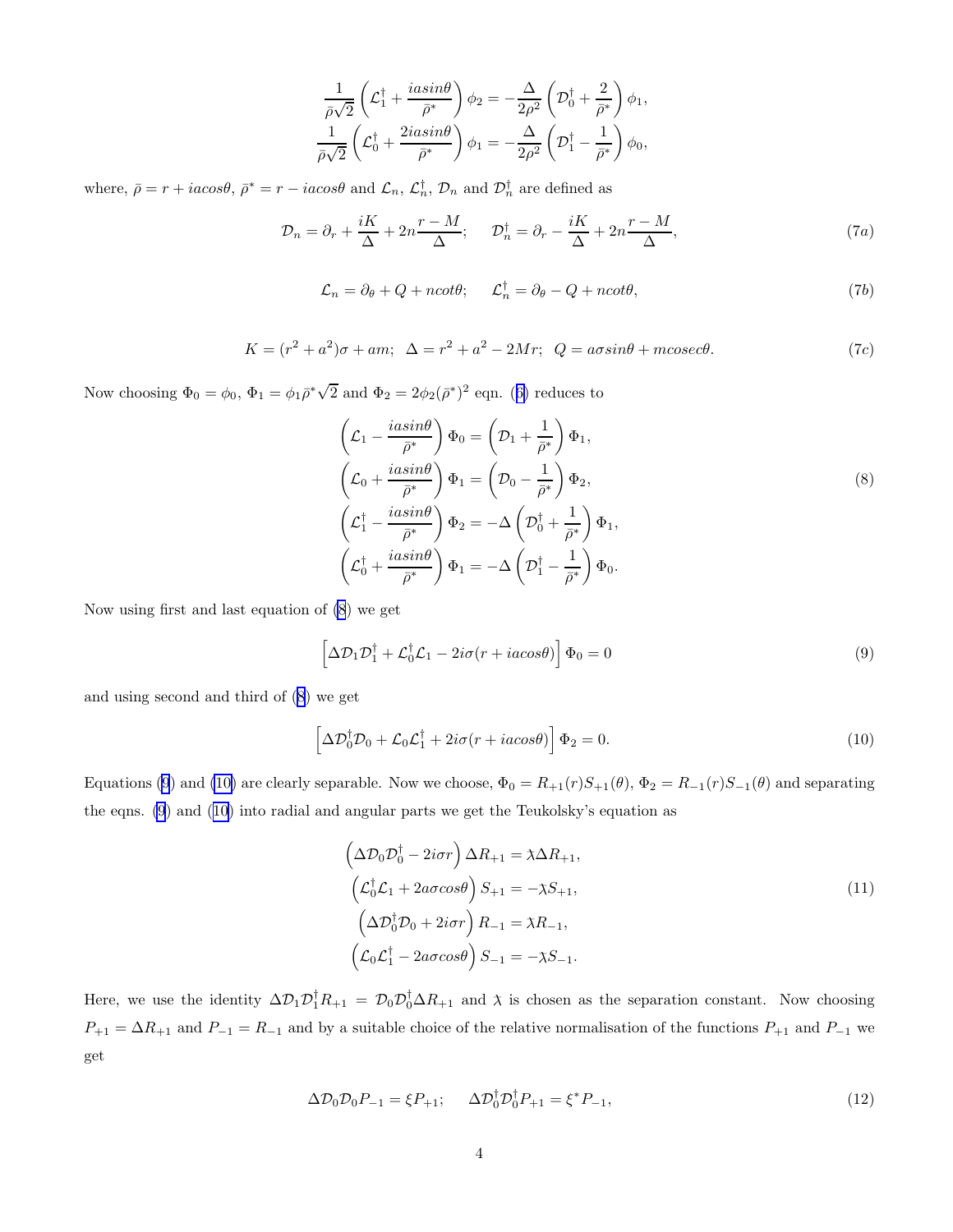$$\frac{1}{\bar{\rho}\sqrt{2}}\left(\mathcal{L}_1^\dagger + \frac{iasin\theta}{\bar{\rho}^*}\right)\phi_2 = -\frac{\Delta}{2\rho^2}\left(\mathcal{D}_0^\dagger + \frac{2}{\bar{\rho}^*}\right)\phi_1,$$

$$\frac{1}{\bar{\rho}\sqrt{2}}\left(\mathcal{L}_0^\dagger + \frac{2iasin\theta}{\bar{\rho}^*}\right)\phi_1 = -\frac{\Delta}{2\rho^2}\left(\mathcal{D}_1^\dagger - \frac{1}{\bar{\rho}^*}\right)\phi_0,$$

where, $\bar{\rho} = r + iacos\theta$, $\bar{\rho}^* = r - iacos\theta$ and $\mathcal{L}_n$, $\mathcal{L}_n^\dagger$, $\mathcal{D}_n$ and $\mathcal{D}_n^\dagger$ are defined as

$$\mathcal{D}_n = \partial_r + \frac{iK}{\Delta} + 2n\frac{r-M}{\Delta}; \quad \mathcal{D}_n^\dagger = \partial_r - \frac{iK}{\Delta} + 2n\frac{r-M}{\Delta}, \tag{7a}$$

$$\mathcal{L}_n = \partial_\theta + Q + ncot\theta; \quad \mathcal{L}_n^\dagger = \partial_\theta - Q + ncot\theta, \tag{7b}$$

$$K = (r^2 + a^2)\sigma + am; \ \ \Delta = r^2 + a^2 - 2Mr; \ \ Q = a\sigma sin\theta + mcosec\theta. \tag{7c}$$

Now choosing $\Phi_0 = \phi_0$, $\Phi_1 = \phi_1\bar{\rho}^*\sqrt{2}$ and $\Phi_2 = 2\phi_2(\bar{\rho}^*)^2$ eqn. (6) reduces to

$$\begin{aligned}
\left(\mathcal{L}_1 - \frac{iasin\theta}{\bar{\rho}^*}\right)\Phi_0 &= \left(\mathcal{D}_1 + \frac{1}{\bar{\rho}^*}\right)\Phi_1,\\
\left(\mathcal{L}_0 + \frac{iasin\theta}{\bar{\rho}^*}\right)\Phi_1 &= \left(\mathcal{D}_0 - \frac{1}{\bar{\rho}^*}\right)\Phi_2,\\
\left(\mathcal{L}_1^\dagger - \frac{iasin\theta}{\bar{\rho}^*}\right)\Phi_2 &= -\Delta\left(\mathcal{D}_0^\dagger + \frac{1}{\bar{\rho}^*}\right)\Phi_1,\\
\left(\mathcal{L}_0^\dagger + \frac{iasin\theta}{\bar{\rho}^*}\right)\Phi_1 &= -\Delta\left(\mathcal{D}_1^\dagger - \frac{1}{\bar{\rho}^*}\right)\Phi_0.
\end{aligned} \tag{8}$$

Now using first and last equation of (8) we get

$$\left[\Delta\mathcal{D}_1\mathcal{D}_1^\dagger + \mathcal{L}_0^\dagger\mathcal{L}_1 - 2i\sigma(r + iacos\theta)\right]\Phi_0 = 0 \tag{9}$$

and using second and third of (8) we get

$$\left[\Delta\mathcal{D}_0^\dagger\mathcal{D}_0 + \mathcal{L}_0\mathcal{L}_1^\dagger + 2i\sigma(r + iacos\theta)\right]\Phi_2 = 0. \tag{10}$$

Equations (9) and (10) are clearly separable. Now we choose, $\Phi_0 = R_{+1}(r)S_{+1}(\theta)$, $\Phi_2 = R_{-1}(r)S_{-1}(\theta)$ and separating the eqns. (9) and (10) into radial and angular parts we get the Teukolsky's equation as

$$\begin{aligned}
\left(\Delta\mathcal{D}_0\mathcal{D}_0^\dagger - 2i\sigma r\right)\Delta R_{+1} &= \lambda\Delta R_{+1},\\
\left(\mathcal{L}_0^\dagger\mathcal{L}_1 + 2a\sigma cos\theta\right)S_{+1} &= -\lambda S_{+1},\\
\left(\Delta\mathcal{D}_0^\dagger\mathcal{D}_0 + 2i\sigma r\right)R_{-1} &= \lambda R_{-1},\\
\left(\mathcal{L}_0\mathcal{L}_1^\dagger - 2a\sigma cos\theta\right)S_{-1} &= -\lambda S_{-1}.
\end{aligned} \tag{11}$$

Here, we use the identity $\Delta\mathcal{D}_1\mathcal{D}_1^\dagger R_{+1} = \mathcal{D}_0\mathcal{D}_0^\dagger\Delta R_{+1}$ and $\lambda$ is chosen as the separation constant. Now choosing $P_{+1} = \Delta R_{+1}$ and $P_{-1} = R_{-1}$ and by a suitable choice of the relative normalisation of the functions $P_{+1}$ and $P_{-1}$ we get

$$\Delta\mathcal{D}_0\mathcal{D}_0 P_{-1} = \xi P_{+1}; \quad \Delta\mathcal{D}_0^\dagger\mathcal{D}_0^\dagger P_{+1} = \xi^* P_{-1}, \tag{12}$$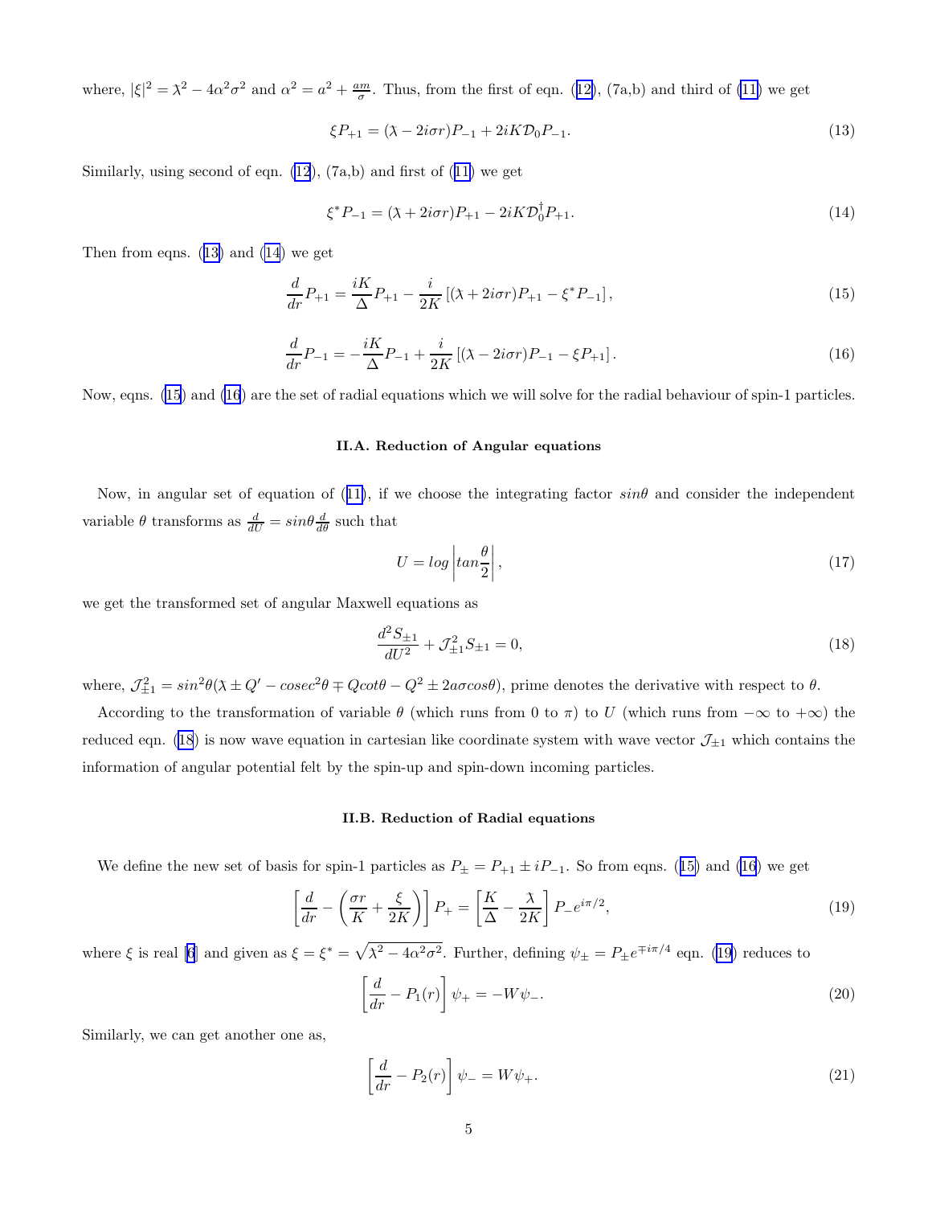where, $|\xi|^2 = \lambda^2 - 4\alpha^2\sigma^2$ and $\alpha^2 = a^2 + \frac{am}{\sigma}$. Thus, from the first of eqn. (12), (7a,b) and third of (11) we get

$$\xi P_{+1} = (\lambda - 2i\sigma r)P_{-1} + 2iK\mathcal{D}_0 P_{-1}. \tag{13}$$

Similarly, using second of eqn. (12), (7a,b) and first of (11) we get

$$\xi^* P_{-1} = (\lambda + 2i\sigma r)P_{+1} - 2iK\mathcal{D}_0^\dagger P_{+1}. \tag{14}$$

Then from eqns. (13) and (14) we get

$$\frac{d}{dr}P_{+1} = \frac{iK}{\Delta}P_{+1} - \frac{i}{2K}\left[(\lambda + 2i\sigma r)P_{+1} - \xi^* P_{-1}\right], \tag{15}$$

$$\frac{d}{dr}P_{-1} = -\frac{iK}{\Delta}P_{-1} + \frac{i}{2K}\left[(\lambda - 2i\sigma r)P_{-1} - \xi P_{+1}\right]. \tag{16}$$

Now, eqns. (15) and (16) are the set of radial equations which we will solve for the radial behaviour of spin-1 particles.

### II.A. Reduction of Angular equations

Now, in angular set of equation of (11), if we choose the integrating factor $sin\theta$ and consider the independent variable $\theta$ transforms as $\frac{d}{dU} = sin\theta\frac{d}{d\theta}$ such that

$$U = log\left|tan\frac{\theta}{2}\right|, \tag{17}$$

we get the transformed set of angular Maxwell equations as

$$\frac{d^2 S_{\pm 1}}{dU^2} + \mathcal{J}_{\pm 1}^2 S_{\pm 1} = 0, \tag{18}$$

where, $\mathcal{J}_{\pm 1}^2 = sin^2\theta(\lambda \pm Q' - cosec^2\theta \mp Q cot\theta - Q^2 \pm 2a\sigma cos\theta)$, prime denotes the derivative with respect to $\theta$.

According to the transformation of variable $\theta$ (which runs from 0 to $\pi$) to $U$ (which runs from $-\infty$ to $+\infty$) the reduced eqn. (18) is now wave equation in cartesian like coordinate system with wave vector $\mathcal{J}_{\pm 1}$ which contains the information of angular potential felt by the spin-up and spin-down incoming particles.

### II.B. Reduction of Radial equations

We define the new set of basis for spin-1 particles as $P_{\pm} = P_{+1} \pm iP_{-1}$. So from eqns. (15) and (16) we get

$$\left[\frac{d}{dr} - \left(\frac{\sigma r}{K} + \frac{\xi}{2K}\right)\right]P_+ = \left[\frac{K}{\Delta} - \frac{\lambda}{2K}\right]P_- e^{i\pi/2}, \tag{19}$$

where $\xi$ is real [6] and given as $\xi = \xi^* = \sqrt{\lambda^2 - 4\alpha^2\sigma^2}$. Further, defining $\psi_{\pm} = P_{\pm}e^{\mp i\pi/4}$ eqn. (19) reduces to

$$\left[\frac{d}{dr} - P_1(r)\right]\psi_+ = -W\psi_-. \tag{20}$$

Similarly, we can get another one as,

$$\left[\frac{d}{dr} - P_2(r)\right]\psi_- = W\psi_+. \tag{21}$$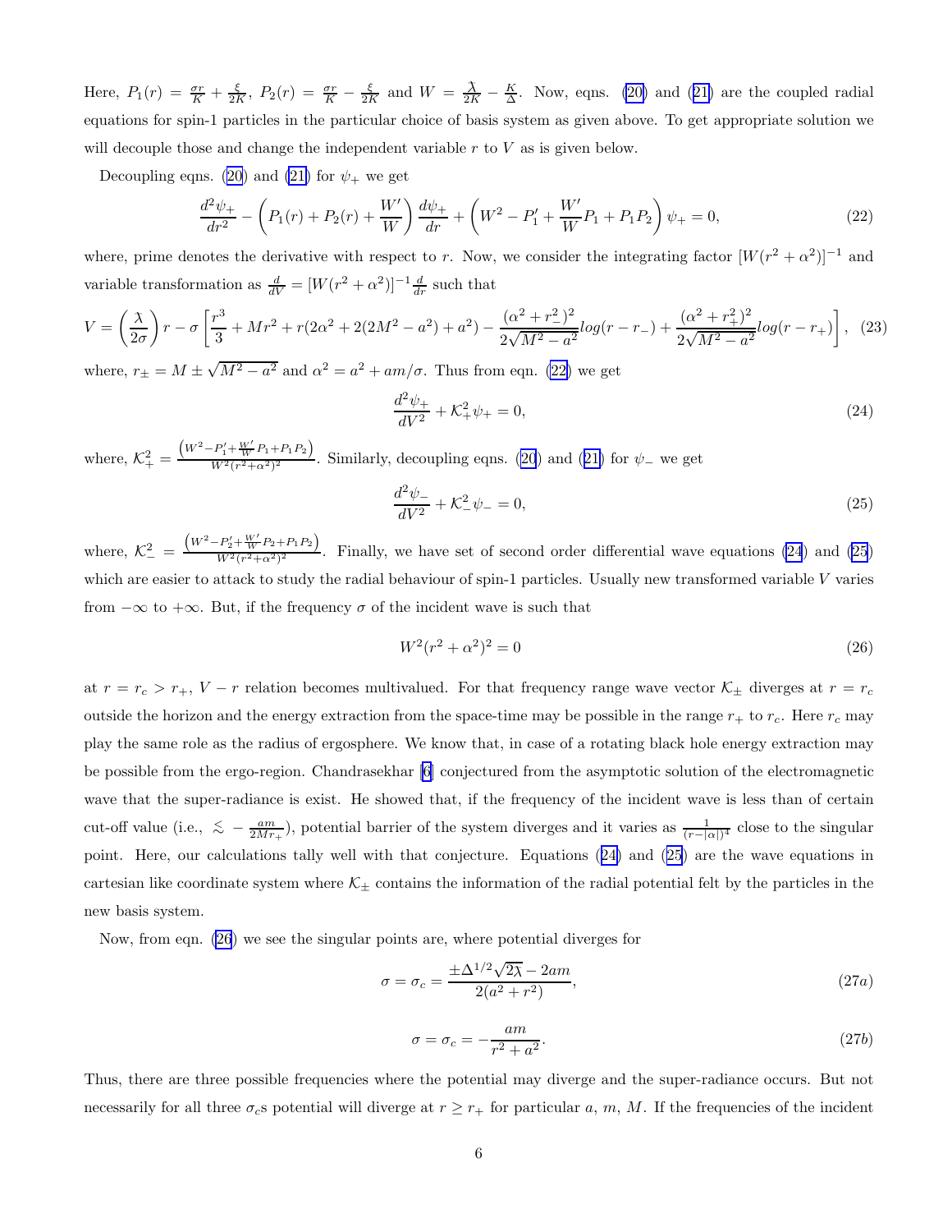Here, $P_1(r) = \frac{\sigma r}{K} + \frac{\xi}{2K}$, $P_2(r) = \frac{\sigma r}{K} - \frac{\xi}{2K}$ and $W = \frac{\lambda}{2K} - \frac{K}{\Delta}$. Now, eqns. (20) and (21) are the coupled radial equations for spin-1 particles in the particular choice of basis system as given above. To get appropriate solution we will decouple those and change the independent variable $r$ to $V$ as is given below.

Decoupling eqns. (20) and (21) for $\psi_+$ we get

$$\frac{d^2\psi_+}{dr^2} - \left(P_1(r) + P_2(r) + \frac{W'}{W}\right)\frac{d\psi_+}{dr} + \left(W^2 - P_1' + \frac{W'}{W}P_1 + P_1 P_2\right)\psi_+ = 0, \tag{22}$$

where, prime denotes the derivative with respect to $r$. Now, we consider the integrating factor $[W(r^2+\alpha^2)]^{-1}$ and variable transformation as $\frac{d}{dV} = [W(r^2+\alpha^2)]^{-1}\frac{d}{dr}$ such that

$$V = \left(\frac{\lambda}{2\sigma}\right)r - \sigma\left[\frac{r^3}{3} + Mr^2 + r(2\alpha^2 + 2(2M^2 - a^2) + a^2) - \frac{(\alpha^2 + r_-^2)^2}{2\sqrt{M^2 - a^2}}log(r - r_-) + \frac{(\alpha^2 + r_+^2)^2}{2\sqrt{M^2 - a^2}}log(r - r_+)\right], \tag{23}$$

where, $r_\pm = M \pm \sqrt{M^2 - a^2}$ and $\alpha^2 = a^2 + am/\sigma$. Thus from eqn. (22) we get

$$\frac{d^2\psi_+}{dV^2} + \mathcal{K}_+^2\psi_+ = 0, \tag{24}$$

where, $\mathcal{K}_+^2 = \frac{\left(W^2 - P_1' + \frac{W'}{W}P_1 + P_1P_2\right)}{W^2(r^2+\alpha^2)^2}$. Similarly, decoupling eqns. (20) and (21) for $\psi_-$ we get

$$\frac{d^2\psi_-}{dV^2} + \mathcal{K}_-^2\psi_- = 0, \tag{25}$$

where, $\mathcal{K}_-^2 = \frac{\left(W^2 - P_2' + \frac{W'}{W}P_2 + P_1P_2\right)}{W^2(r^2+\alpha^2)^2}$. Finally, we have set of second order differential wave equations (24) and (25) which are easier to attack to study the radial behaviour of spin-1 particles. Usually new transformed variable $V$ varies from $-\infty$ to $+\infty$. But, if the frequency $\sigma$ of the incident wave is such that

$$W^2(r^2 + \alpha^2)^2 = 0 \tag{26}$$

at $r = r_c > r_+$, $V - r$ relation becomes multivalued. For that frequency range wave vector $\mathcal{K}_\pm$ diverges at $r = r_c$ outside the horizon and the energy extraction from the space-time may be possible in the range $r_+$ to $r_c$. Here $r_c$ may play the same role as the radius of ergosphere. We know that, in case of a rotating black hole energy extraction may be possible from the ergo-region. Chandrasekhar [6] conjectured from the asymptotic solution of the electromagnetic wave that the super-radiance is exist. He showed that, if the frequency of the incident wave is less than of certain cut-off value (i.e., $\lesssim -\frac{am}{2Mr_+}$), potential barrier of the system diverges and it varies as $\frac{1}{(r-|\alpha|)^4}$ close to the singular point. Here, our calculations tally well with that conjecture. Equations (24) and (25) are the wave equations in cartesian like coordinate system where $\mathcal{K}_\pm$ contains the information of the radial potential felt by the particles in the new basis system.

Now, from eqn. (26) we see the singular points are, where potential diverges for

$$\sigma = \sigma_c = \frac{\pm\Delta^{1/2}\sqrt{2\lambda} - 2am}{2(a^2 + r^2)}, \tag{27a}$$

$$\sigma = \sigma_c = -\frac{am}{r^2 + a^2}. \tag{27b}$$

Thus, there are three possible frequencies where the potential may diverge and the super-radiance occurs. But not necessarily for all three $\sigma_c$s potential will diverge at $r \geq r_+$ for particular $a$, $m$, $M$. If the frequencies of the incident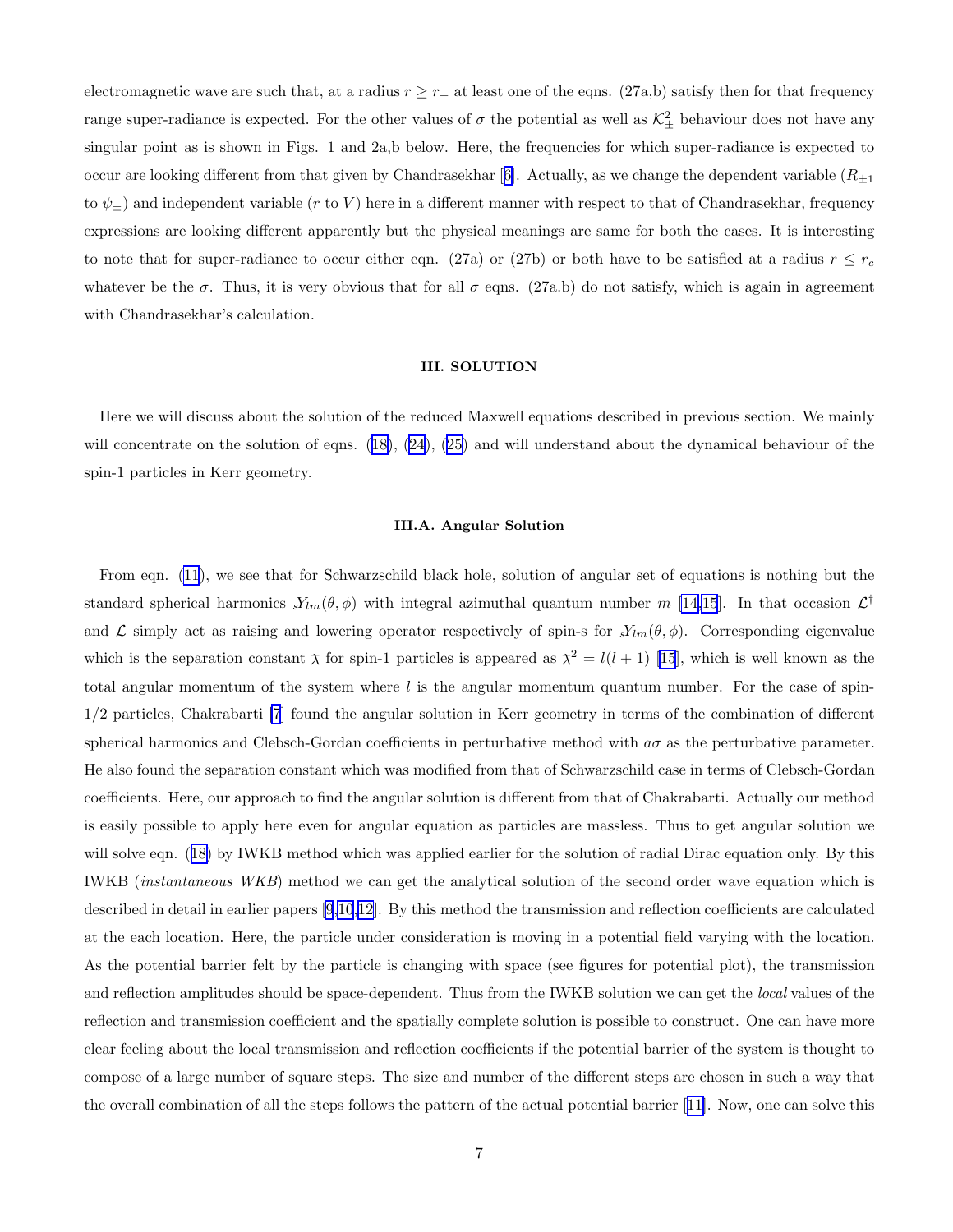electromagnetic wave are such that, at a radius $r \geq r_+$ at least one of the eqns. (27a,b) satisfy then for that frequency range super-radiance is expected. For the other values of $\sigma$ the potential as well as $\mathcal{K}_\pm^2$ behaviour does not have any singular point as is shown in Figs. 1 and 2a,b below. Here, the frequencies for which super-radiance is expected to occur are looking different from that given by Chandrasekhar [6]. Actually, as we change the dependent variable ($R_{\pm 1}$ to $\psi_\pm$) and independent variable ($r$ to $V$) here in a different manner with respect to that of Chandrasekhar, frequency expressions are looking different apparently but the physical meanings are same for both the cases. It is interesting to note that for super-radiance to occur either eqn. (27a) or (27b) or both have to be satisfied at a radius $r \leq r_c$ whatever be the $\sigma$. Thus, it is very obvious that for all $\sigma$ eqns. (27a.b) do not satisfy, which is again in agreement with Chandrasekhar's calculation.

## III. SOLUTION

Here we will discuss about the solution of the reduced Maxwell equations described in previous section. We mainly will concentrate on the solution of eqns. (18), (24), (25) and will understand about the dynamical behaviour of the spin-1 particles in Kerr geometry.

### III.A. Angular Solution

From eqn. (11), we see that for Schwarzschild black hole, solution of angular set of equations is nothing but the standard spherical harmonics ${}_sY_{lm}(\theta, \phi)$ with integral azimuthal quantum number $m$ [14,15]. In that occasion $\mathcal{L}^\dagger$ and $\mathcal{L}$ simply act as raising and lowering operator respectively of spin-s for ${}_sY_{lm}(\theta, \phi)$. Corresponding eigenvalue which is the separation constant $\chi$ for spin-1 particles is appeared as $\chi^2 = l(l+1)$ [15], which is well known as the total angular momentum of the system where $l$ is the angular momentum quantum number. For the case of spin-1/2 particles, Chakrabarti [7] found the angular solution in Kerr geometry in terms of the combination of different spherical harmonics and Clebsch-Gordan coefficients in perturbative method with $a\sigma$ as the perturbative parameter. He also found the separation constant which was modified from that of Schwarzschild case in terms of Clebsch-Gordan coefficients. Here, our approach to find the angular solution is different from that of Chakrabarti. Actually our method is easily possible to apply here even for angular equation as particles are massless. Thus to get angular solution we will solve eqn. (18) by IWKB method which was applied earlier for the solution of radial Dirac equation only. By this IWKB (*instantaneous WKB*) method we can get the analytical solution of the second order wave equation which is described in detail in earlier papers [9,10,12]. By this method the transmission and reflection coefficients are calculated at the each location. Here, the particle under consideration is moving in a potential field varying with the location. As the potential barrier felt by the particle is changing with space (see figures for potential plot), the transmission and reflection amplitudes should be space-dependent. Thus from the IWKB solution we can get the *local* values of the reflection and transmission coefficient and the spatially complete solution is possible to construct. One can have more clear feeling about the local transmission and reflection coefficients if the potential barrier of the system is thought to compose of a large number of square steps. The size and number of the different steps are chosen in such a way that the overall combination of all the steps follows the pattern of the actual potential barrier [11]. Now, one can solve this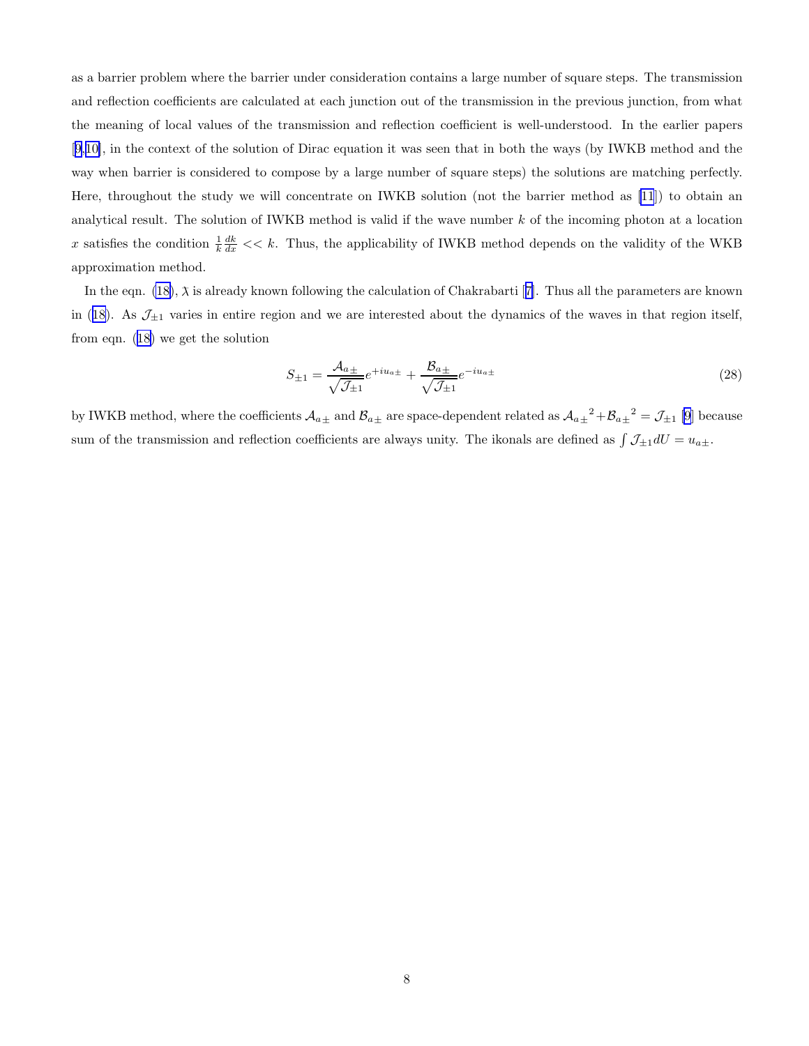as a barrier problem where the barrier under consideration contains a large number of square steps. The transmission and reflection coefficients are calculated at each junction out of the transmission in the previous junction, from what the meaning of local values of the transmission and reflection coefficient is well-understood. In the earlier papers [9,10], in the context of the solution of Dirac equation it was seen that in both the ways (by IWKB method and the way when barrier is considered to compose by a large number of square steps) the solutions are matching perfectly. Here, throughout the study we will concentrate on IWKB solution (not the barrier method as [11]) to obtain an analytical result. The solution of IWKB method is valid if the wave number $k$ of the incoming photon at a location $x$ satisfies the condition $\frac{1}{k}\frac{dk}{dx} << k$. Thus, the applicability of IWKB method depends on the validity of the WKB approximation method.

In the eqn. (18), $\lambda$ is already known following the calculation of Chakrabarti [7]. Thus all the parameters are known in (18). As $\mathcal{J}_{\pm 1}$ varies in entire region and we are interested about the dynamics of the waves in that region itself, from eqn. (18) we get the solution

$$S_{\pm 1} = \frac{\mathcal{A}_{a\pm}}{\sqrt{\mathcal{J}_{\pm 1}}} e^{+iu_{a\pm}} + \frac{\mathcal{B}_{a\pm}}{\sqrt{\mathcal{J}_{\pm 1}}} e^{-iu_{a\pm}} \tag{28}$$

by IWKB method, where the coefficients $\mathcal{A}_{a\pm}$ and $\mathcal{B}_{a\pm}$ are space-dependent related as ${\mathcal{A}_{a\pm}}^2 + {\mathcal{B}_{a\pm}}^2 = \mathcal{J}_{\pm 1}$ [9] because sum of the transmission and reflection coefficients are always unity. The ikonals are defined as $\int \mathcal{J}_{\pm 1} dU = u_{a\pm}$.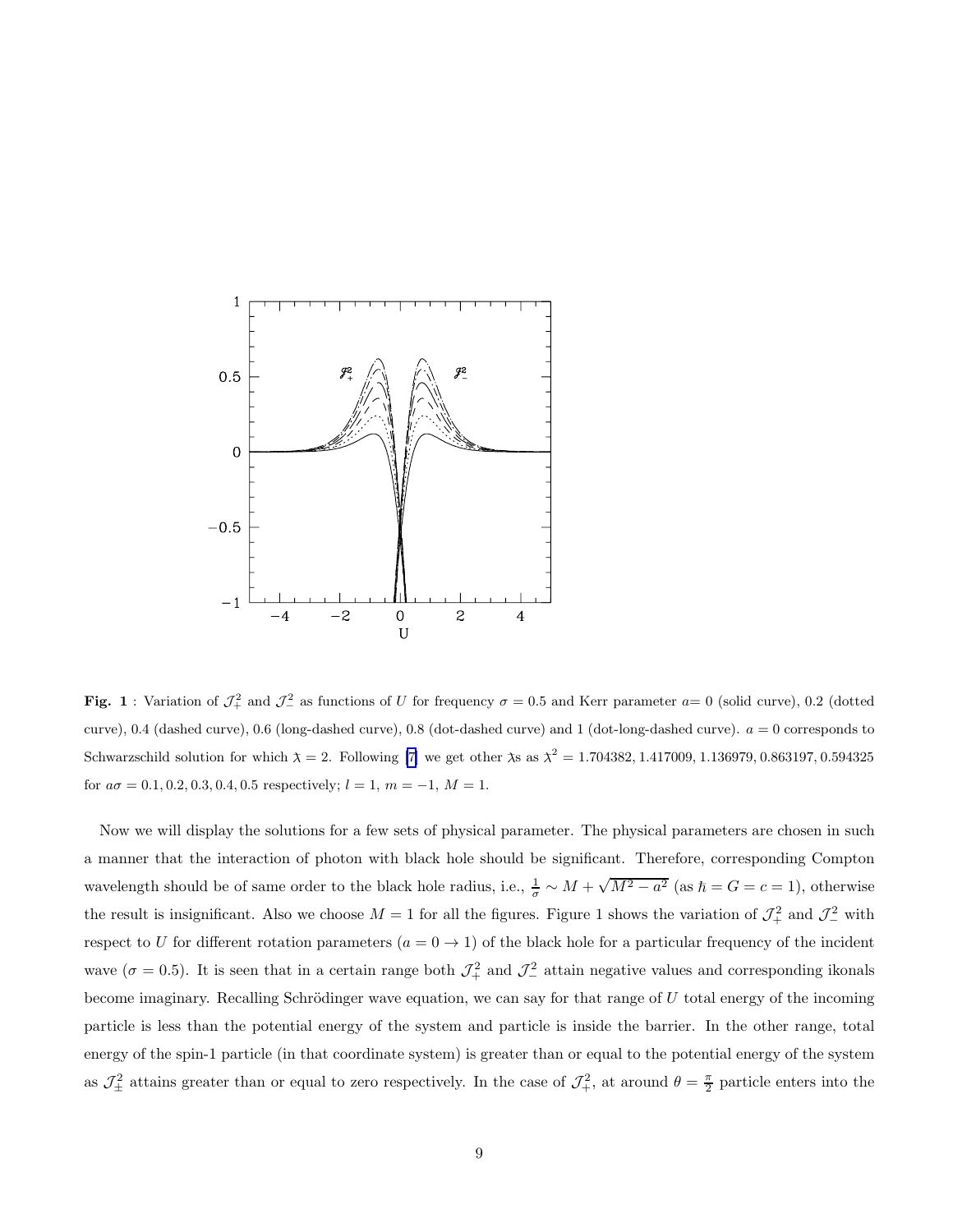**Fig. 1** : Variation of $\mathcal{J}_+^2$ and $\mathcal{J}_-^2$ as functions of $U$ for frequency $\sigma = 0.5$ and Kerr parameter $a$= 0 (solid curve), 0.2 (dotted curve), 0.4 (dashed curve), 0.6 (long-dashed curve), 0.8 (dot-dashed curve) and 1 (dot-long-dashed curve). $a = 0$ corresponds to Schwarzschild solution for which $\lambda = 2$. Following [7] we get other $\lambda$s as $\lambda^2 = 1.704382, 1.417009, 1.136979, 0.863197, 0.594325$ for $a\sigma = 0.1, 0.2, 0.3, 0.4, 0.5$ respectively; $l = 1$, $m = -1$, $M = 1$.

Now we will display the solutions for a few sets of physical parameter. The physical parameters are chosen in such a manner that the interaction of photon with black hole should be significant. Therefore, corresponding Compton wavelength should be of same order to the black hole radius, i.e., $\frac{1}{\sigma} \sim M + \sqrt{M^2 - a^2}$ (as $\hbar = G = c = 1$), otherwise the result is insignificant. Also we choose $M = 1$ for all the figures. Figure 1 shows the variation of $\mathcal{J}_+^2$ and $\mathcal{J}_-^2$ with respect to $U$ for different rotation parameters ($a = 0 \to 1$) of the black hole for a particular frequency of the incident wave ($\sigma = 0.5$). It is seen that in a certain range both $\mathcal{J}_+^2$ and $\mathcal{J}_-^2$ attain negative values and corresponding ikonals become imaginary. Recalling Schrödinger wave equation, we can say for that range of $U$ total energy of the incoming particle is less than the potential energy of the system and particle is inside the barrier. In the other range, total energy of the spin-1 particle (in that coordinate system) is greater than or equal to the potential energy of the system as $\mathcal{J}_\pm^2$ attains greater than or equal to zero respectively. In the case of $\mathcal{J}_+^2$, at around $\theta = \frac{\pi}{2}$ particle enters into the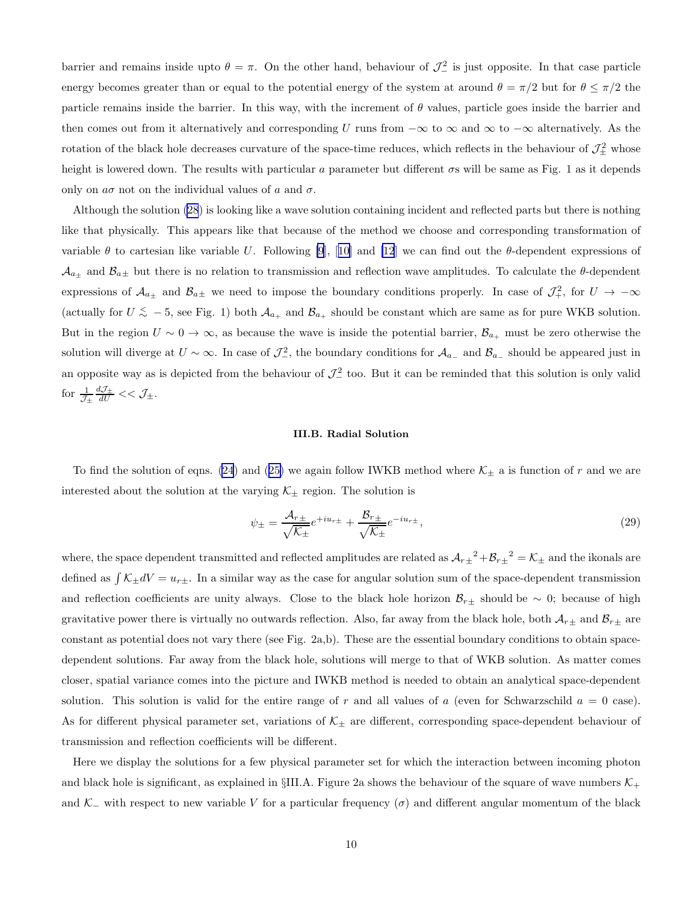barrier and remains inside upto $\theta = \pi$. On the other hand, behaviour of $\mathcal{J}_-^2$ is just opposite. In that case particle energy becomes greater than or equal to the potential energy of the system at around $\theta = \pi/2$ but for $\theta \leq \pi/2$ the particle remains inside the barrier. In this way, with the increment of $\theta$ values, particle goes inside the barrier and then comes out from it alternatively and corresponding $U$ runs from $-\infty$ to $\infty$ and $\infty$ to $-\infty$ alternatively. As the rotation of the black hole decreases curvature of the space-time reduces, which reflects in the behaviour of $\mathcal{J}_\pm^2$ whose height is lowered down. The results with particular $a$ parameter but different $\sigma$s will be same as Fig. 1 as it depends only on $a\sigma$ not on the individual values of $a$ and $\sigma$.

Although the solution (28) is looking like a wave solution containing incident and reflected parts but there is nothing like that physically. This appears like that because of the method we choose and corresponding transformation of variable $\theta$ to cartesian like variable $U$. Following [9], [10] and [12] we can find out the $\theta$-dependent expressions of $\mathcal{A}_{a\pm}$ and $\mathcal{B}_{a\pm}$ but there is no relation to transmission and reflection wave amplitudes. To calculate the $\theta$-dependent expressions of $\mathcal{A}_{a\pm}$ and $\mathcal{B}_{a\pm}$ we need to impose the boundary conditions properly. In case of $\mathcal{J}_+^2$, for $U \rightarrow -\infty$ (actually for $U \lesssim -5$, see Fig. 1) both $\mathcal{A}_{a_+}$ and $\mathcal{B}_{a_+}$ should be constant which are same as for pure WKB solution. But in the region $U \sim 0 \rightarrow \infty$, as because the wave is inside the potential barrier, $\mathcal{B}_{a_+}$ must be zero otherwise the solution will diverge at $U \sim \infty$. In case of $\mathcal{J}_-^2$, the boundary conditions for $\mathcal{A}_{a_-}$ and $\mathcal{B}_{a_-}$ should be appeared just in an opposite way as is depicted from the behaviour of $\mathcal{J}_-^2$ too. But it can be reminded that this solution is only valid for $\frac{1}{\mathcal{J}_\pm}\frac{d\mathcal{J}_\pm}{dU} << \mathcal{J}_\pm$.

### III.B. Radial Solution

To find the solution of eqns. (24) and (25) we again follow IWKB method where $\mathcal{K}_\pm$ a is function of $r$ and we are interested about the solution at the varying $\mathcal{K}_\pm$ region. The solution is

$$\psi_\pm = \frac{\mathcal{A}_{r\pm}}{\sqrt{\mathcal{K}_\pm}} e^{+iu_{r\pm}} + \frac{\mathcal{B}_{r\pm}}{\sqrt{\mathcal{K}_\pm}} e^{-iu_{r\pm}}, \tag{29}$$

where, the space dependent transmitted and reflected amplitudes are related as ${\mathcal{A}_{r\pm}}^2 + {\mathcal{B}_{r\pm}}^2 = \mathcal{K}_\pm$ and the ikonals are defined as $\int \mathcal{K}_\pm dV = u_{r\pm}$. In a similar way as the case for angular solution sum of the space-dependent transmission and reflection coefficients are unity always. Close to the black hole horizon $\mathcal{B}_{r\pm}$ should be $\sim 0$; because of high gravitative power there is virtually no outwards reflection. Also, far away from the black hole, both $\mathcal{A}_{r\pm}$ and $\mathcal{B}_{r\pm}$ are constant as potential does not vary there (see Fig. 2a,b). These are the essential boundary conditions to obtain space-dependent solutions. Far away from the black hole, solutions will merge to that of WKB solution. As matter comes closer, spatial variance comes into the picture and IWKB method is needed to obtain an analytical space-dependent solution. This solution is valid for the entire range of $r$ and all values of $a$ (even for Schwarzschild $a = 0$ case). As for different physical parameter set, variations of $\mathcal{K}_\pm$ are different, corresponding space-dependent behaviour of transmission and reflection coefficients will be different.

Here we display the solutions for a few physical parameter set for which the interaction between incoming photon and black hole is significant, as explained in §III.A. Figure 2a shows the behaviour of the square of wave numbers $\mathcal{K}_+$ and $\mathcal{K}_-$ with respect to new variable $V$ for a particular frequency ($\sigma$) and different angular momentum of the black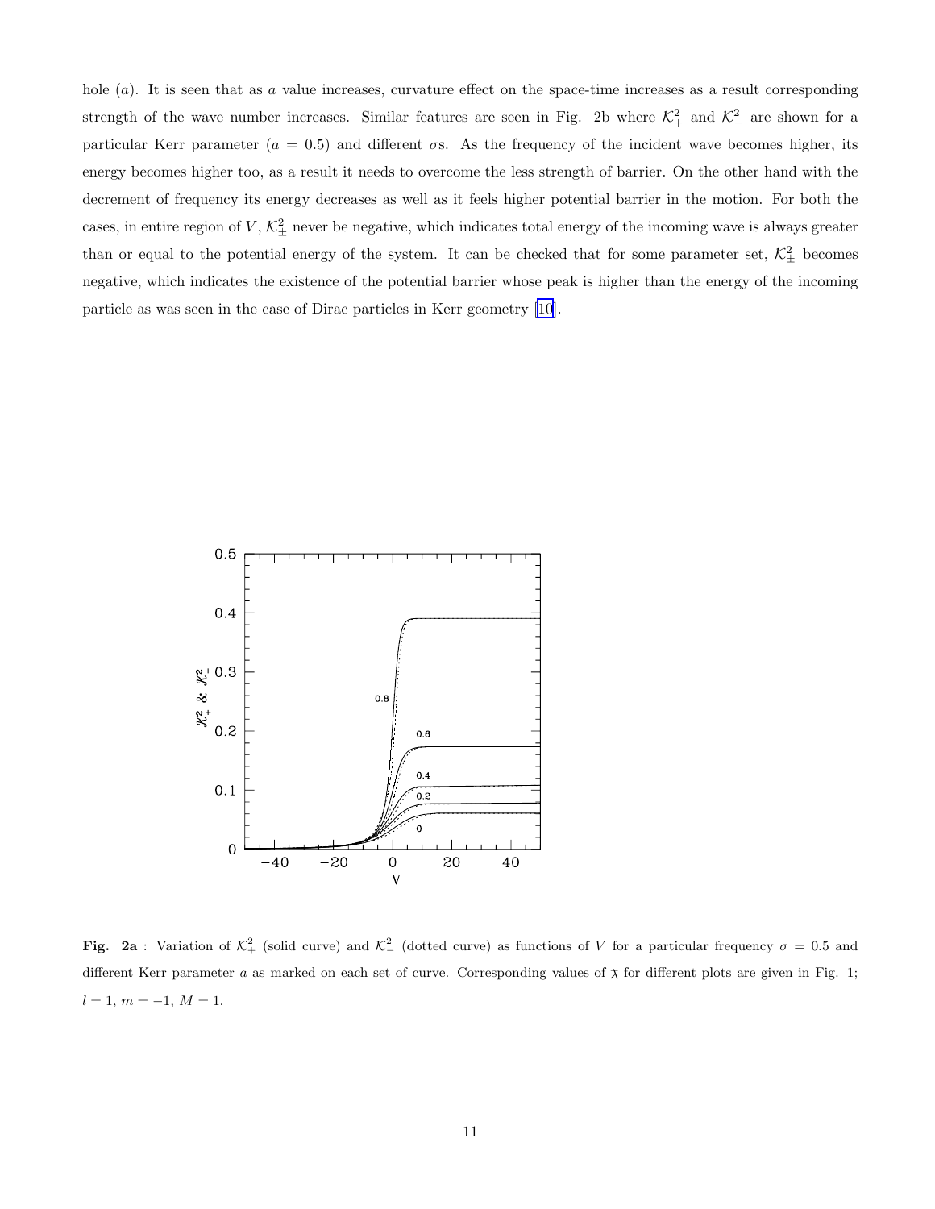hole ($a$). It is seen that as $a$ value increases, curvature effect on the space-time increases as a result corresponding strength of the wave number increases. Similar features are seen in Fig. 2b where $\mathcal{K}_+^2$ and $\mathcal{K}_-^2$ are shown for a particular Kerr parameter ($a = 0.5$) and different $\sigma$s. As the frequency of the incident wave becomes higher, its energy becomes higher too, as a result it needs to overcome the less strength of barrier. On the other hand with the decrement of frequency its energy decreases as well as it feels higher potential barrier in the motion. For both the cases, in entire region of $V$, $\mathcal{K}_\pm^2$ never be negative, which indicates total energy of the incoming wave is always greater than or equal to the potential energy of the system. It can be checked that for some parameter set, $\mathcal{K}_\pm^2$ becomes negative, which indicates the existence of the potential barrier whose peak is higher than the energy of the incoming particle as was seen in the case of Dirac particles in Kerr geometry [10].

**Fig. 2a** : Variation of $\mathcal{K}_+^2$ (solid curve) and $\mathcal{K}_-^2$ (dotted curve) as functions of $V$ for a particular frequency $\sigma = 0.5$ and different Kerr parameter $a$ as marked on each set of curve. Corresponding values of $\chi$ for different plots are given in Fig. 1; $l = 1$, $m = -1$, $M = 1$.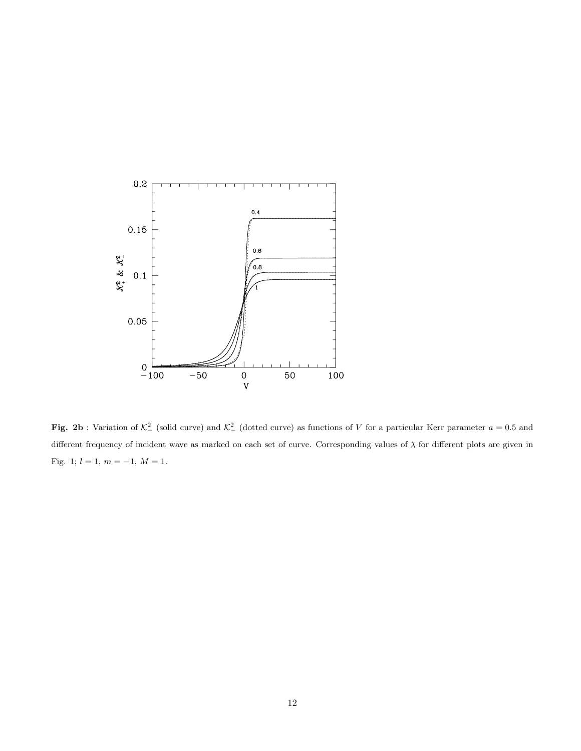**Fig. 2b** : Variation of $\mathcal{K}_+^2$ (solid curve) and $\mathcal{K}_-^2$ (dotted curve) as functions of $V$ for a particular Kerr parameter $a = 0.5$ and different frequency of incident wave as marked on each set of curve. Corresponding values of $\lambda$ for different plots are given in Fig. 1; $l = 1$, $m = -1$, $M = 1$.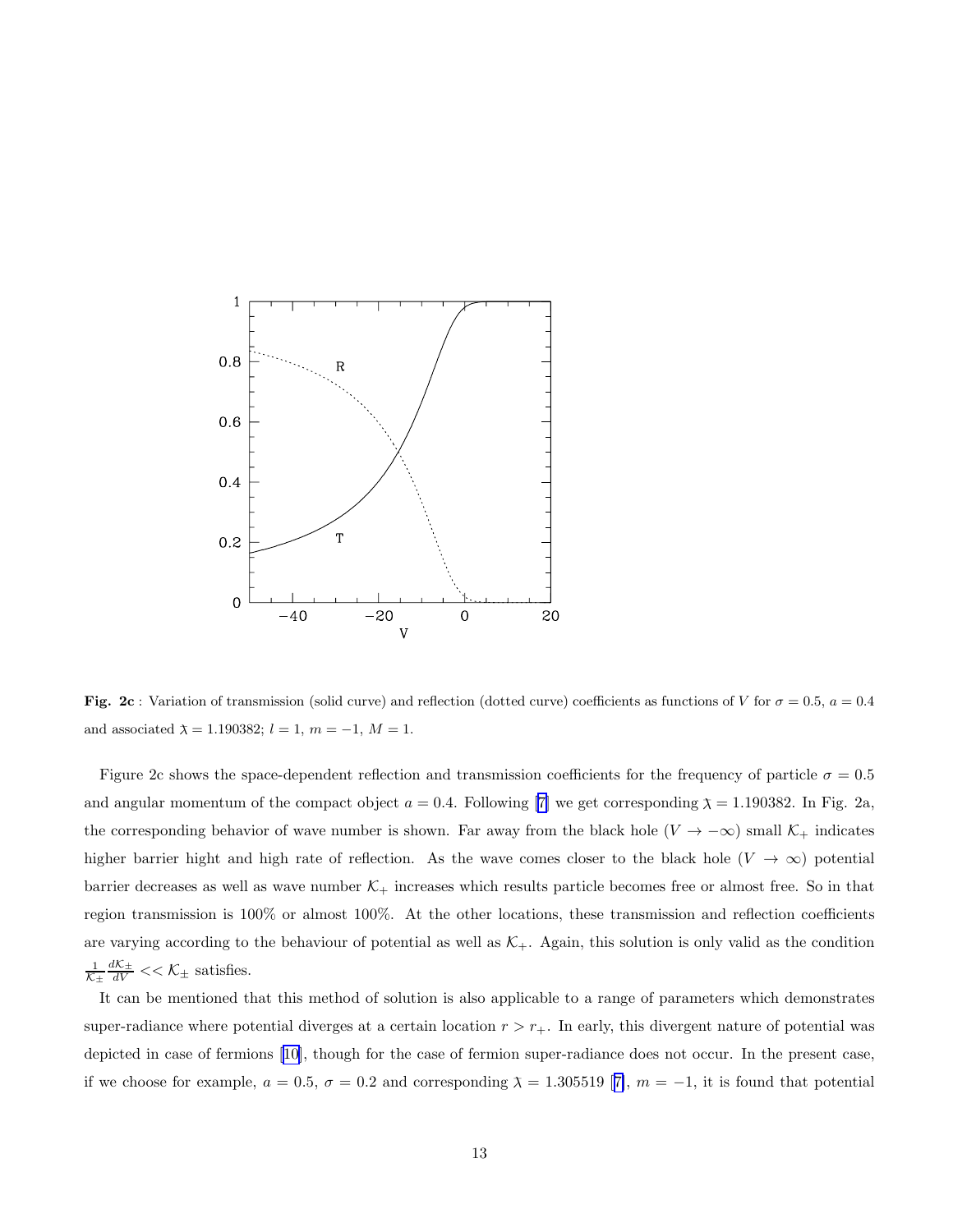**Fig. 2c** : Variation of transmission (solid curve) and reflection (dotted curve) coefficients as functions of $V$ for $\sigma = 0.5$, $a = 0.4$ and associated $\lambda = 1.190382$; $l = 1$, $m = -1$, $M = 1$.

Figure 2c shows the space-dependent reflection and transmission coefficients for the frequency of particle $\sigma = 0.5$ and angular momentum of the compact object $a = 0.4$. Following [7] we get corresponding $\lambda = 1.190382$. In Fig. 2a, the corresponding behavior of wave number is shown. Far away from the black hole ($V \rightarrow -\infty$) small $\mathcal{K}_+$ indicates higher barrier hight and high rate of reflection. As the wave comes closer to the black hole ($V \rightarrow \infty$) potential barrier decreases as well as wave number $\mathcal{K}_+$ increases which results particle becomes free or almost free. So in that region transmission is 100% or almost 100%. At the other locations, these transmission and reflection coefficients are varying according to the behaviour of potential as well as $\mathcal{K}_+$. Again, this solution is only valid as the condition $\frac{1}{\mathcal{K}_\pm}\frac{d\mathcal{K}_\pm}{dV} << \mathcal{K}_\pm$ satisfies.

It can be mentioned that this method of solution is also applicable to a range of parameters which demonstrates super-radiance where potential diverges at a certain location $r > r_+$. In early, this divergent nature of potential was depicted in case of fermions [10], though for the case of fermion super-radiance does not occur. In the present case, if we choose for example, $a = 0.5$, $\sigma = 0.2$ and corresponding $\lambda = 1.305519$ [7], $m = -1$, it is found that potential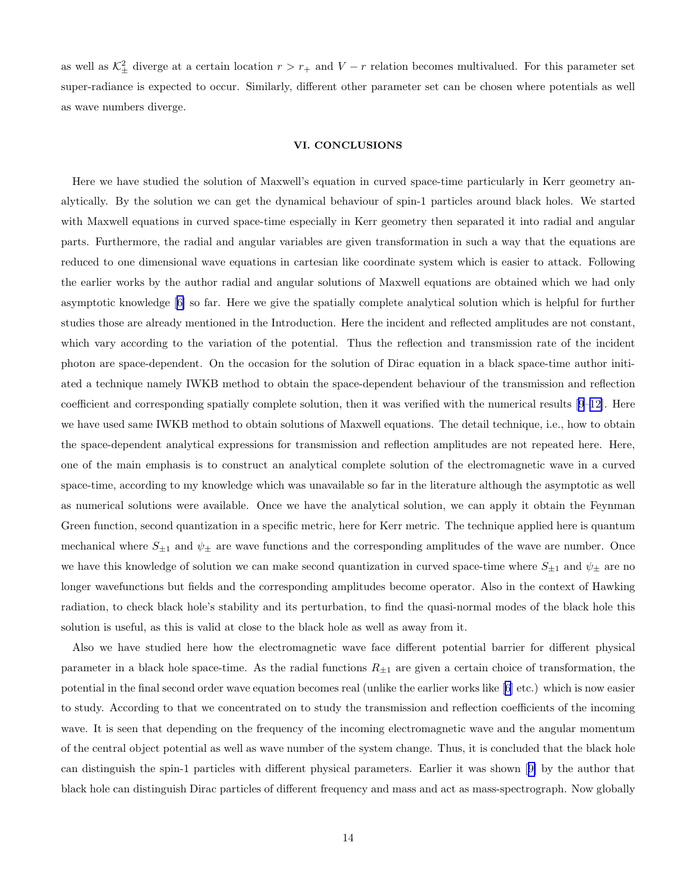as well as $\mathcal{K}_{\pm}^2$ diverge at a certain location $r > r_+$ and $V - r$ relation becomes multivalued. For this parameter set super-radiance is expected to occur. Similarly, different other parameter set can be chosen where potentials as well as wave numbers diverge.

## VI. CONCLUSIONS

Here we have studied the solution of Maxwell's equation in curved space-time particularly in Kerr geometry analytically. By the solution we can get the dynamical behaviour of spin-1 particles around black holes. We started with Maxwell equations in curved space-time especially in Kerr geometry then separated it into radial and angular parts. Furthermore, the radial and angular variables are given transformation in such a way that the equations are reduced to one dimensional wave equations in cartesian like coordinate system which is easier to attack. Following the earlier works by the author radial and angular solutions of Maxwell equations are obtained which we had only asymptotic knowledge [6] so far. Here we give the spatially complete analytical solution which is helpful for further studies those are already mentioned in the Introduction. Here the incident and reflected amplitudes are not constant, which vary according to the variation of the potential. Thus the reflection and transmission rate of the incident photon are space-dependent. On the occasion for the solution of Dirac equation in a black space-time author initiated a technique namely IWKB method to obtain the space-dependent behaviour of the transmission and reflection coefficient and corresponding spatially complete solution, then it was verified with the numerical results [9–12]. Here we have used same IWKB method to obtain solutions of Maxwell equations. The detail technique, i.e., how to obtain the space-dependent analytical expressions for transmission and reflection amplitudes are not repeated here. Here, one of the main emphasis is to construct an analytical complete solution of the electromagnetic wave in a curved space-time, according to my knowledge which was unavailable so far in the literature although the asymptotic as well as numerical solutions were available. Once we have the analytical solution, we can apply it obtain the Feynman Green function, second quantization in a specific metric, here for Kerr metric. The technique applied here is quantum mechanical where $S_{\pm 1}$ and $\psi_{\pm}$ are wave functions and the corresponding amplitudes of the wave are number. Once we have this knowledge of solution we can make second quantization in curved space-time where $S_{\pm 1}$ and $\psi_{\pm}$ are no longer wavefunctions but fields and the corresponding amplitudes become operator. Also in the context of Hawking radiation, to check black hole's stability and its perturbation, to find the quasi-normal modes of the black hole this solution is useful, as this is valid at close to the black hole as well as away from it.

Also we have studied here how the electromagnetic wave face different potential barrier for different physical parameter in a black hole space-time. As the radial functions $R_{\pm 1}$ are given a certain choice of transformation, the potential in the final second order wave equation becomes real (unlike the earlier works like [6] etc.) which is now easier to study. According to that we concentrated on to study the transmission and reflection coefficients of the incoming wave. It is seen that depending on the frequency of the incoming electromagnetic wave and the angular momentum of the central object potential as well as wave number of the system change. Thus, it is concluded that the black hole can distinguish the spin-1 particles with different physical parameters. Earlier it was shown [9] by the author that black hole can distinguish Dirac particles of different frequency and mass and act as mass-spectrograph. Now globally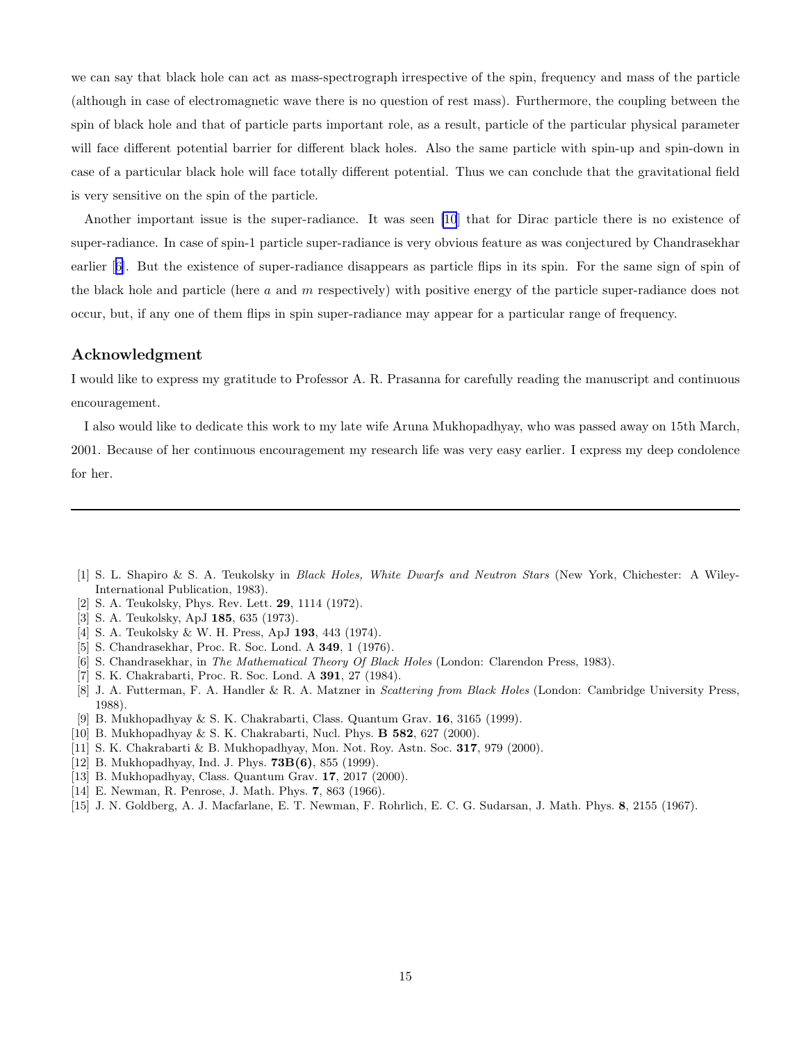we can say that black hole can act as mass-spectrograph irrespective of the spin, frequency and mass of the particle (although in case of electromagnetic wave there is no question of rest mass). Furthermore, the coupling between the spin of black hole and that of particle parts important role, as a result, particle of the particular physical parameter will face different potential barrier for different black holes. Also the same particle with spin-up and spin-down in case of a particular black hole will face totally different potential. Thus we can conclude that the gravitational field is very sensitive on the spin of the particle.

Another important issue is the super-radiance. It was seen [10] that for Dirac particle there is no existence of super-radiance. In case of spin-1 particle super-radiance is very obvious feature as was conjectured by Chandrasekhar earlier [6]. But the existence of super-radiance disappears as particle flips in its spin. For the same sign of spin of the black hole and particle (here $a$ and $m$ respectively) with positive energy of the particle super-radiance does not occur, but, if any one of them flips in spin super-radiance may appear for a particular range of frequency.

## Acknowledgment

I would like to express my gratitude to Professor A. R. Prasanna for carefully reading the manuscript and continuous encouragement.

I also would like to dedicate this work to my late wife Aruna Mukhopadhyay, who was passed away on 15th March, 2001. Because of her continuous encouragement my research life was very easy earlier. I express my deep condolence for her.

---

[1] S. L. Shapiro & S. A. Teukolsky in *Black Holes, White Dwarfs and Neutron Stars* (New York, Chichester: A Wiley-International Publication, 1983).
[2] S. A. Teukolsky, Phys. Rev. Lett. **29**, 1114 (1972).
[3] S. A. Teukolsky, ApJ **185**, 635 (1973).
[4] S. A. Teukolsky & W. H. Press, ApJ **193**, 443 (1974).
[5] S. Chandrasekhar, Proc. R. Soc. Lond. A **349**, 1 (1976).
[6] S. Chandrasekhar, in *The Mathematical Theory Of Black Holes* (London: Clarendon Press, 1983).
[7] S. K. Chakrabarti, Proc. R. Soc. Lond. A **391**, 27 (1984).
[8] J. A. Futterman, F. A. Handler & R. A. Matzner in *Scattering from Black Holes* (London: Cambridge University Press, 1988).
[9] B. Mukhopadhyay & S. K. Chakrabarti, Class. Quantum Grav. **16**, 3165 (1999).
[10] B. Mukhopadhyay & S. K. Chakrabarti, Nucl. Phys. **B 582**, 627 (2000).
[11] S. K. Chakrabarti & B. Mukhopadhyay, Mon. Not. Roy. Astn. Soc. **317**, 979 (2000).
[12] B. Mukhopadhyay, Ind. J. Phys. **73B(6)**, 855 (1999).
[13] B. Mukhopadhyay, Class. Quantum Grav. **17**, 2017 (2000).
[14] E. Newman, R. Penrose, J. Math. Phys. **7**, 863 (1966).
[15] J. N. Goldberg, A. J. Macfarlane, E. T. Newman, F. Rohrlich, E. C. G. Sudarsan, J. Math. Phys. **8**, 2155 (1967).